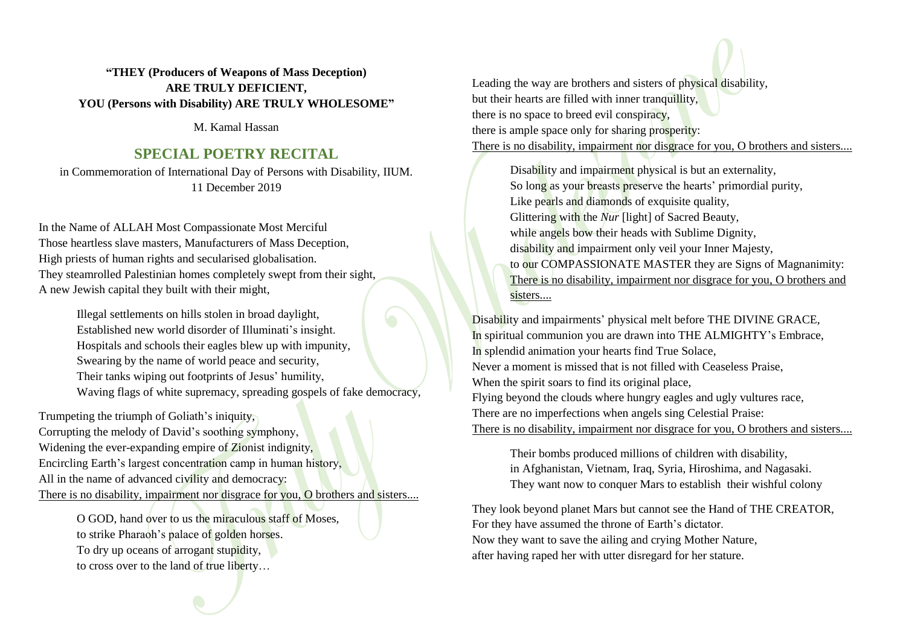**"THEY (Producers of Weapons of Mass Deception)**
**ARE TRULY DEFICIENT,**
**YOU (Persons with Disability) ARE TRULY WHOLESOME"**

M. Kamal Hassan

## SPECIAL POETRY RECITAL

in Commemoration of International Day of Persons with Disability, IIUM.
11 December 2019

In the Name of ALLAH Most Compassionate Most Merciful
Those heartless slave masters, Manufacturers of Mass Deception,
High priests of human rights and secularised globalisation.
They steamrolled Palestinian homes completely swept from their sight,
A new Jewish capital they built with their might,

> Illegal settlements on hills stolen in broad daylight,
> Established new world disorder of Illuminati's insight.
> Hospitals and schools their eagles blew up with impunity,
> Swearing by the name of world peace and security,
> Their tanks wiping out footprints of Jesus' humility,
> Waving flags of white supremacy, spreading gospels of fake democracy,

Trumpeting the triumph of Goliath's iniquity,
Corrupting the melody of David's soothing symphony,
Widening the ever-expanding empire of Zionist indignity,
Encircling Earth's largest concentration camp in human history,
All in the name of advanced civility and democracy:
<u>There is no disability, impairment nor disgrace for you, O brothers and sisters....</u>

> O GOD, hand over to us the miraculous staff of Moses,
> to strike Pharaoh's palace of golden horses.
> To dry up oceans of arrogant stupidity,
> to cross over to the land of true liberty…

Leading the way are brothers and sisters of physical disability,
but their hearts are filled with inner tranquillity,
there is no space to breed evil conspiracy,
there is ample space only for sharing prosperity:
<u>There is no disability, impairment nor disgrace for you, O brothers and sisters....</u>

> Disability and impairment physical is but an externality,
> So long as your breasts preserve the hearts' primordial purity,
> Like pearls and diamonds of exquisite quality,
> Glittering with the *Nur* [light] of Sacred Beauty,
> while angels bow their heads with Sublime Dignity,
> disability and impairment only veil your Inner Majesty,
> to our COMPASSIONATE MASTER they are Signs of Magnanimity:
> <u>There is no disability, impairment nor disgrace for you, O brothers and sisters....</u>

Disability and impairments' physical melt before THE DIVINE GRACE,
In spiritual communion you are drawn into THE ALMIGHTY's Embrace,
In splendid animation your hearts find True Solace,
Never a moment is missed that is not filled with Ceaseless Praise,
When the spirit soars to find its original place,
Flying beyond the clouds where hungry eagles and ugly vultures race,
There are no imperfections when angels sing Celestial Praise:
<u>There is no disability, impairment nor disgrace for you, O brothers and sisters....</u>

> Their bombs produced millions of children with disability,
> in Afghanistan, Vietnam, Iraq, Syria, Hiroshima, and Nagasaki.
> They want now to conquer Mars to establish their wishful colony

They look beyond planet Mars but cannot see the Hand of THE CREATOR,
For they have assumed the throne of Earth's dictator.
Now they want to save the ailing and crying Mother Nature,
after having raped her with utter disregard for her stature.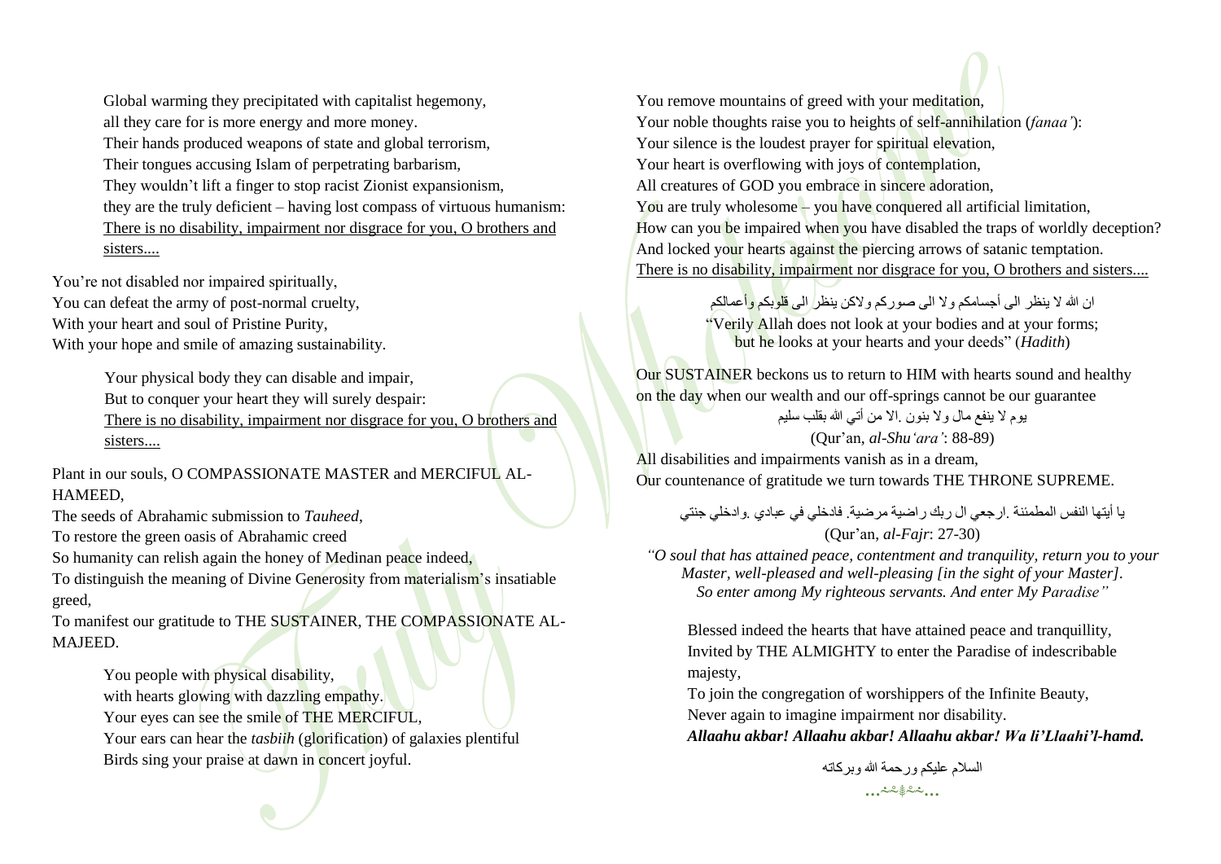Global warming they precipitated with capitalist hegemony,
all they care for is more energy and more money.
Their hands produced weapons of state and global terrorism,
Their tongues accusing Islam of perpetrating barbarism,
They wouldn't lift a finger to stop racist Zionist expansionism,
they are the truly deficient – having lost compass of virtuous humanism:
<u>There is no disability, impairment nor disgrace for you, O brothers and sisters....</u>

You're not disabled nor impaired spiritually,
You can defeat the army of post-normal cruelty,
With your heart and soul of Pristine Purity,
With your hope and smile of amazing sustainability.

Your physical body they can disable and impair,
But to conquer your heart they will surely despair:
<u>There is no disability, impairment nor disgrace for you, O brothers and sisters....</u>

Plant in our souls, O COMPASSIONATE MASTER and MERCIFUL AL-HAMEED,
The seeds of Abrahamic submission to *Tauheed*,
To restore the green oasis of Abrahamic creed
So humanity can relish again the honey of Medinan peace indeed,
To distinguish the meaning of Divine Generosity from materialism's insatiable greed,
To manifest our gratitude to THE SUSTAINER, THE COMPASSIONATE AL-MAJEED.

You people with physical disability,
with hearts glowing with dazzling empathy.
Your eyes can see the smile of THE MERCIFUL,
Your ears can hear the *tasbiih* (glorification) of galaxies plentiful
Birds sing your praise at dawn in concert joyful.

You remove mountains of greed with your meditation,
Your noble thoughts raise you to heights of self-annihilation (*fanaa'*):
Your silence is the loudest prayer for spiritual elevation,
Your heart is overflowing with joys of contemplation,
All creatures of GOD you embrace in sincere adoration,
You are truly wholesome – you have conquered all artificial limitation,
How can you be impaired when you have disabled the traps of worldly deception?
And locked your hearts against the piercing arrows of satanic temptation.
<u>There is no disability, impairment nor disgrace for you, O brothers and sisters....</u>

ان الله لا ينظر الى أجسامكم ولا الى صوركم ولاكن ينظر الى قلوبكم وأعمالكم

"Verily Allah does not look at your bodies and at your forms;
but he looks at your hearts and your deeds" (*Hadith*)

Our SUSTAINER beckons us to return to HIM with hearts sound and healthy
on the day when our wealth and our off-springs cannot be our guarantee

يوم لا ينفع مال ولا بنون .الا من أتي الله بقلب سليم

(Qur'an, *al-Shu'ara'*: 88-89)

All disabilities and impairments vanish as in a dream,
Our countenance of gratitude we turn towards THE THRONE SUPREME.

يا أيتها النفس المطمئنة .ارجعي ال ربك راضية مرضية. فادخلي في عبادي .وادخلي جنتي

(Qur'an, *al-Fajr*: 27-30)

*"O soul that has attained peace, contentment and tranquility, return you to your Master, well-pleased and well-pleasing [in the sight of your Master]. So enter among My righteous servants. And enter My Paradise"*

Blessed indeed the hearts that have attained peace and tranquillity,
Invited by THE ALMIGHTY to enter the Paradise of indescribable majesty,
To join the congregation of worshippers of the Infinite Beauty,
Never again to imagine impairment nor disability.
***Allaahu akbar! Allaahu akbar! Allaahu akbar! Wa li'Llaahi'l-hamd.***

السلام عليكم ورحمة الله وبركاته